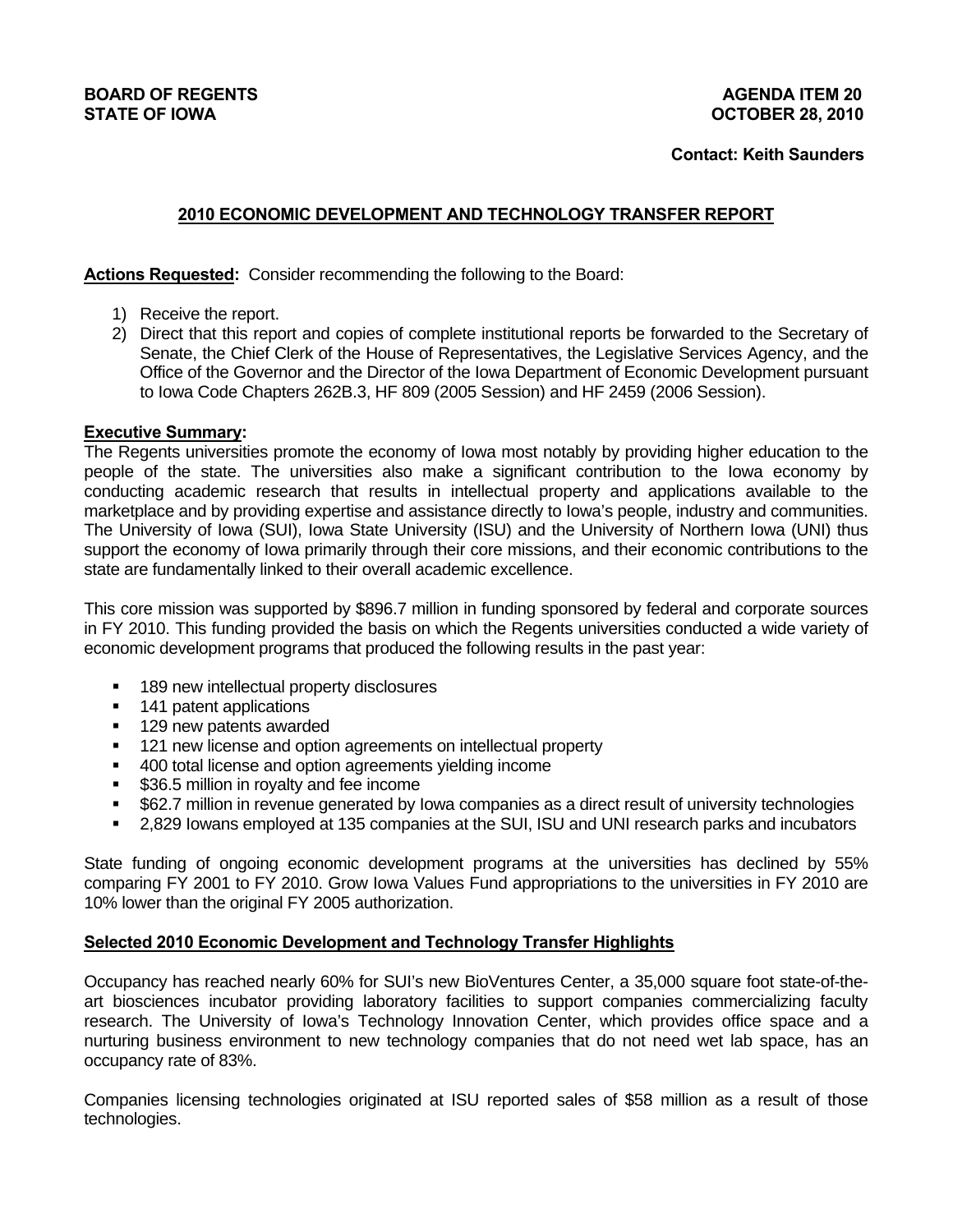**BOARD OF REGENTS**
**STATE OF IOWA**

**AGENDA ITEM 20**
**OCTOBER 28, 2010**

**Contact: Keith Saunders**

## 2010 ECONOMIC DEVELOPMENT AND TECHNOLOGY TRANSFER REPORT

**Actions Requested:** Consider recommending the following to the Board:

1) Receive the report.
2) Direct that this report and copies of complete institutional reports be forwarded to the Secretary of Senate, the Chief Clerk of the House of Representatives, the Legislative Services Agency, and the Office of the Governor and the Director of the Iowa Department of Economic Development pursuant to Iowa Code Chapters 262B.3, HF 809 (2005 Session) and HF 2459 (2006 Session).

**Executive Summary:**
The Regents universities promote the economy of Iowa most notably by providing higher education to the people of the state. The universities also make a significant contribution to the Iowa economy by conducting academic research that results in intellectual property and applications available to the marketplace and by providing expertise and assistance directly to Iowa's people, industry and communities. The University of Iowa (SUI), Iowa State University (ISU) and the University of Northern Iowa (UNI) thus support the economy of Iowa primarily through their core missions, and their economic contributions to the state are fundamentally linked to their overall academic excellence.

This core mission was supported by $896.7 million in funding sponsored by federal and corporate sources in FY 2010. This funding provided the basis on which the Regents universities conducted a wide variety of economic development programs that produced the following results in the past year:

- 189 new intellectual property disclosures
- 141 patent applications
- 129 new patents awarded
- 121 new license and option agreements on intellectual property
- 400 total license and option agreements yielding income
- $36.5 million in royalty and fee income
- $62.7 million in revenue generated by Iowa companies as a direct result of university technologies
- 2,829 Iowans employed at 135 companies at the SUI, ISU and UNI research parks and incubators

State funding of ongoing economic development programs at the universities has declined by 55% comparing FY 2001 to FY 2010. Grow Iowa Values Fund appropriations to the universities in FY 2010 are 10% lower than the original FY 2005 authorization.

**Selected 2010 Economic Development and Technology Transfer Highlights**

Occupancy has reached nearly 60% for SUI's new BioVentures Center, a 35,000 square foot state-of-the-art biosciences incubator providing laboratory facilities to support companies commercializing faculty research. The University of Iowa's Technology Innovation Center, which provides office space and a nurturing business environment to new technology companies that do not need wet lab space, has an occupancy rate of 83%.

Companies licensing technologies originated at ISU reported sales of $58 million as a result of those technologies.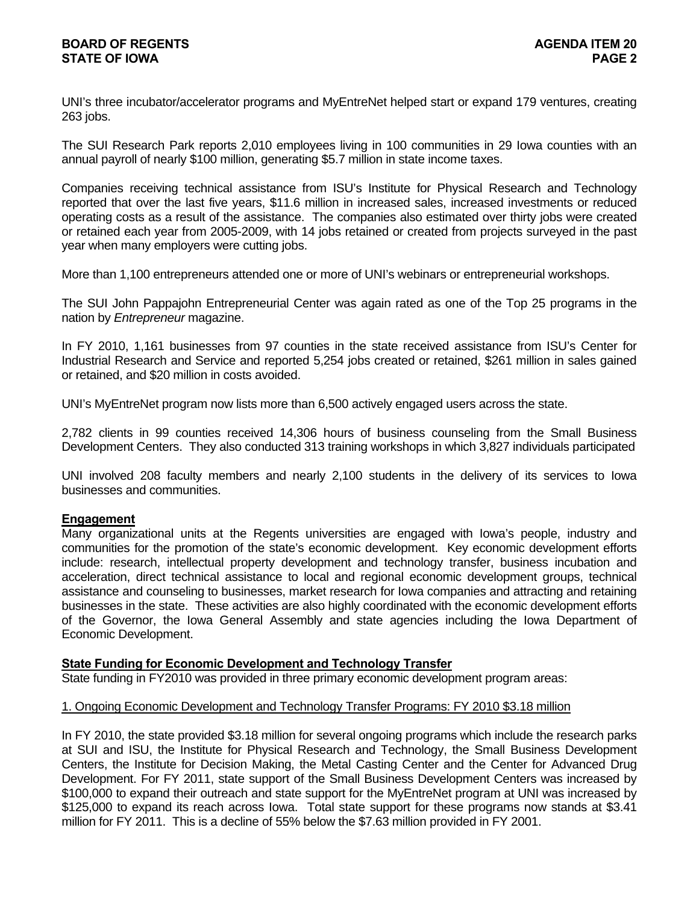UNI's three incubator/accelerator programs and MyEntreNet helped start or expand 179 ventures, creating 263 jobs.

The SUI Research Park reports 2,010 employees living in 100 communities in 29 Iowa counties with an annual payroll of nearly $100 million, generating $5.7 million in state income taxes.

Companies receiving technical assistance from ISU's Institute for Physical Research and Technology reported that over the last five years, $11.6 million in increased sales, increased investments or reduced operating costs as a result of the assistance. The companies also estimated over thirty jobs were created or retained each year from 2005-2009, with 14 jobs retained or created from projects surveyed in the past year when many employers were cutting jobs.

More than 1,100 entrepreneurs attended one or more of UNI's webinars or entrepreneurial workshops.

The SUI John Pappajohn Entrepreneurial Center was again rated as one of the Top 25 programs in the nation by *Entrepreneur* magazine.

In FY 2010, 1,161 businesses from 97 counties in the state received assistance from ISU's Center for Industrial Research and Service and reported 5,254 jobs created or retained, $261 million in sales gained or retained, and $20 million in costs avoided.

UNI's MyEntreNet program now lists more than 6,500 actively engaged users across the state.

2,782 clients in 99 counties received 14,306 hours of business counseling from the Small Business Development Centers. They also conducted 313 training workshops in which 3,827 individuals participated

UNI involved 208 faculty members and nearly 2,100 students in the delivery of its services to Iowa businesses and communities.

**Engagement**

Many organizational units at the Regents universities are engaged with Iowa's people, industry and communities for the promotion of the state's economic development. Key economic development efforts include: research, intellectual property development and technology transfer, business incubation and acceleration, direct technical assistance to local and regional economic development groups, technical assistance and counseling to businesses, market research for Iowa companies and attracting and retaining businesses in the state. These activities are also highly coordinated with the economic development efforts of the Governor, the Iowa General Assembly and state agencies including the Iowa Department of Economic Development.

**State Funding for Economic Development and Technology Transfer**

State funding in FY2010 was provided in three primary economic development program areas:

1. Ongoing Economic Development and Technology Transfer Programs: FY 2010 $3.18 million

In FY 2010, the state provided $3.18 million for several ongoing programs which include the research parks at SUI and ISU, the Institute for Physical Research and Technology, the Small Business Development Centers, the Institute for Decision Making, the Metal Casting Center and the Center for Advanced Drug Development. For FY 2011, state support of the Small Business Development Centers was increased by $100,000 to expand their outreach and state support for the MyEntreNet program at UNI was increased by $125,000 to expand its reach across Iowa. Total state support for these programs now stands at $3.41 million for FY 2011. This is a decline of 55% below the $7.63 million provided in FY 2001.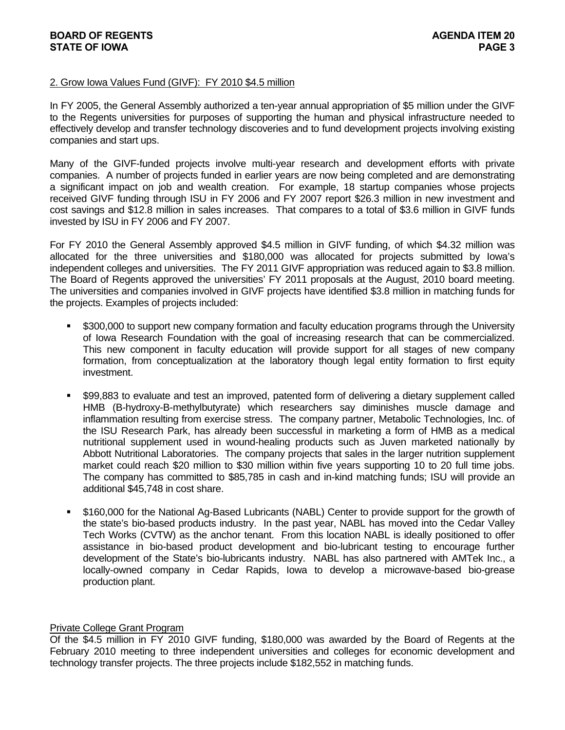2. Grow Iowa Values Fund (GIVF): FY 2010 $4.5 million

In FY 2005, the General Assembly authorized a ten-year annual appropriation of $5 million under the GIVF to the Regents universities for purposes of supporting the human and physical infrastructure needed to effectively develop and transfer technology discoveries and to fund development projects involving existing companies and start ups.

Many of the GIVF-funded projects involve multi-year research and development efforts with private companies. A number of projects funded in earlier years are now being completed and are demonstrating a significant impact on job and wealth creation. For example, 18 startup companies whose projects received GIVF funding through ISU in FY 2006 and FY 2007 report $26.3 million in new investment and cost savings and $12.8 million in sales increases. That compares to a total of $3.6 million in GIVF funds invested by ISU in FY 2006 and FY 2007.

For FY 2010 the General Assembly approved $4.5 million in GIVF funding, of which $4.32 million was allocated for the three universities and $180,000 was allocated for projects submitted by Iowa's independent colleges and universities. The FY 2011 GIVF appropriation was reduced again to $3.8 million. The Board of Regents approved the universities' FY 2011 proposals at the August, 2010 board meeting. The universities and companies involved in GIVF projects have identified $3.8 million in matching funds for the projects. Examples of projects included:

- $300,000 to support new company formation and faculty education programs through the University of Iowa Research Foundation with the goal of increasing research that can be commercialized. This new component in faculty education will provide support for all stages of new company formation, from conceptualization at the laboratory though legal entity formation to first equity investment.

- $99,883 to evaluate and test an improved, patented form of delivering a dietary supplement called HMB (B-hydroxy-B-methylbutyrate) which researchers say diminishes muscle damage and inflammation resulting from exercise stress. The company partner, Metabolic Technologies, Inc. of the ISU Research Park, has already been successful in marketing a form of HMB as a medical nutritional supplement used in wound-healing products such as Juven marketed nationally by Abbott Nutritional Laboratories. The company projects that sales in the larger nutrition supplement market could reach $20 million to $30 million within five years supporting 10 to 20 full time jobs. The company has committed to $85,785 in cash and in-kind matching funds; ISU will provide an additional $45,748 in cost share.

- $160,000 for the National Ag-Based Lubricants (NABL) Center to provide support for the growth of the state's bio-based products industry. In the past year, NABL has moved into the Cedar Valley Tech Works (CVTW) as the anchor tenant. From this location NABL is ideally positioned to offer assistance in bio-based product development and bio-lubricant testing to encourage further development of the State's bio-lubricants industry. NABL has also partnered with AMTek Inc., a locally-owned company in Cedar Rapids, Iowa to develop a microwave-based bio-grease production plant.

Private College Grant Program

Of the $4.5 million in FY 2010 GIVF funding, $180,000 was awarded by the Board of Regents at the February 2010 meeting to three independent universities and colleges for economic development and technology transfer projects. The three projects include $182,552 in matching funds.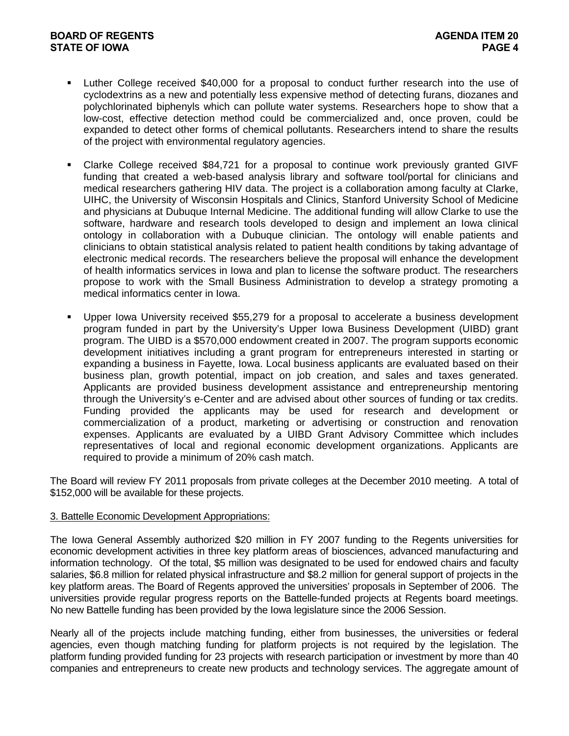- Luther College received $40,000 for a proposal to conduct further research into the use of cyclodextrins as a new and potentially less expensive method of detecting furans, diozanes and polychlorinated biphenyls which can pollute water systems. Researchers hope to show that a low-cost, effective detection method could be commercialized and, once proven, could be expanded to detect other forms of chemical pollutants. Researchers intend to share the results of the project with environmental regulatory agencies.

- Clarke College received $84,721 for a proposal to continue work previously granted GIVF funding that created a web-based analysis library and software tool/portal for clinicians and medical researchers gathering HIV data. The project is a collaboration among faculty at Clarke, UIHC, the University of Wisconsin Hospitals and Clinics, Stanford University School of Medicine and physicians at Dubuque Internal Medicine. The additional funding will allow Clarke to use the software, hardware and research tools developed to design and implement an Iowa clinical ontology in collaboration with a Dubuque clinician. The ontology will enable patients and clinicians to obtain statistical analysis related to patient health conditions by taking advantage of electronic medical records. The researchers believe the proposal will enhance the development of health informatics services in Iowa and plan to license the software product. The researchers propose to work with the Small Business Administration to develop a strategy promoting a medical informatics center in Iowa.

- Upper Iowa University received $55,279 for a proposal to accelerate a business development program funded in part by the University's Upper Iowa Business Development (UIBD) grant program. The UIBD is a $570,000 endowment created in 2007. The program supports economic development initiatives including a grant program for entrepreneurs interested in starting or expanding a business in Fayette, Iowa. Local business applicants are evaluated based on their business plan, growth potential, impact on job creation, and sales and taxes generated. Applicants are provided business development assistance and entrepreneurship mentoring through the University's e-Center and are advised about other sources of funding or tax credits. Funding provided the applicants may be used for research and development or commercialization of a product, marketing or advertising or construction and renovation expenses. Applicants are evaluated by a UIBD Grant Advisory Committee which includes representatives of local and regional economic development organizations. Applicants are required to provide a minimum of 20% cash match.

The Board will review FY 2011 proposals from private colleges at the December 2010 meeting. A total of $152,000 will be available for these projects.

3. Battelle Economic Development Appropriations:

The Iowa General Assembly authorized $20 million in FY 2007 funding to the Regents universities for economic development activities in three key platform areas of biosciences, advanced manufacturing and information technology. Of the total, $5 million was designated to be used for endowed chairs and faculty salaries, $6.8 million for related physical infrastructure and $8.2 million for general support of projects in the key platform areas. The Board of Regents approved the universities' proposals in September of 2006. The universities provide regular progress reports on the Battelle-funded projects at Regents board meetings. No new Battelle funding has been provided by the Iowa legislature since the 2006 Session.

Nearly all of the projects include matching funding, either from businesses, the universities or federal agencies, even though matching funding for platform projects is not required by the legislation. The platform funding provided funding for 23 projects with research participation or investment by more than 40 companies and entrepreneurs to create new products and technology services. The aggregate amount of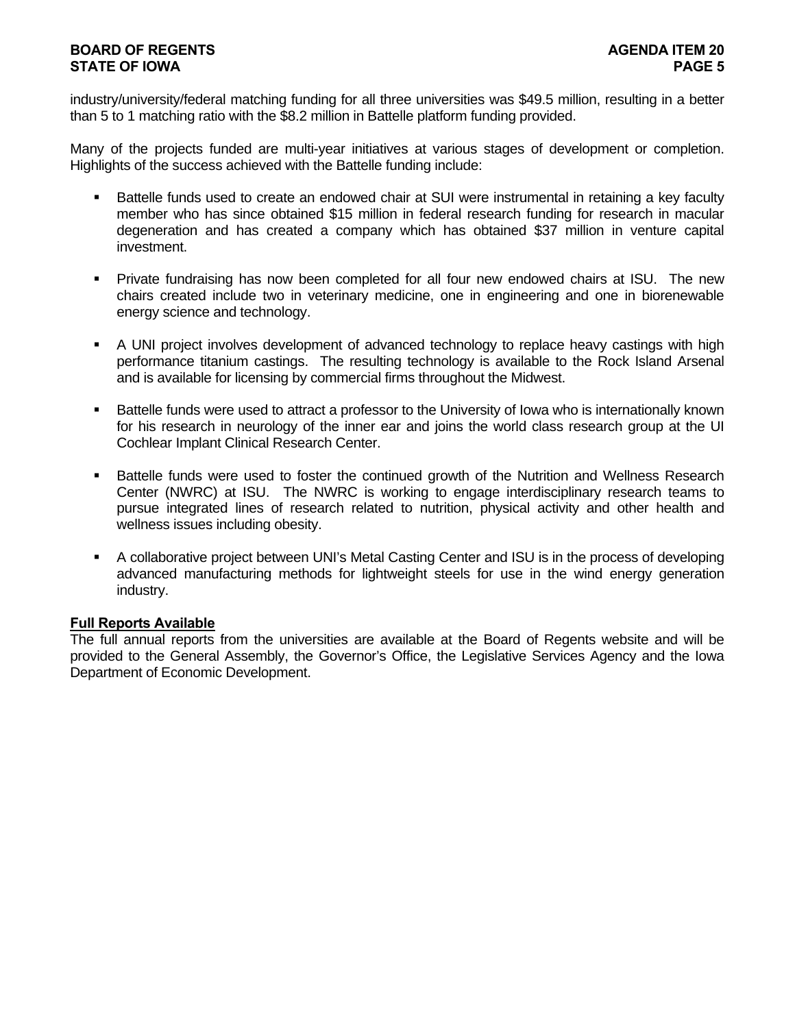industry/university/federal matching funding for all three universities was $49.5 million, resulting in a better than 5 to 1 matching ratio with the $8.2 million in Battelle platform funding provided.

Many of the projects funded are multi-year initiatives at various stages of development or completion. Highlights of the success achieved with the Battelle funding include:

- Battelle funds used to create an endowed chair at SUI were instrumental in retaining a key faculty member who has since obtained $15 million in federal research funding for research in macular degeneration and has created a company which has obtained $37 million in venture capital investment.
- Private fundraising has now been completed for all four new endowed chairs at ISU. The new chairs created include two in veterinary medicine, one in engineering and one in biorenewable energy science and technology.
- A UNI project involves development of advanced technology to replace heavy castings with high performance titanium castings. The resulting technology is available to the Rock Island Arsenal and is available for licensing by commercial firms throughout the Midwest.
- Battelle funds were used to attract a professor to the University of Iowa who is internationally known for his research in neurology of the inner ear and joins the world class research group at the UI Cochlear Implant Clinical Research Center.
- Battelle funds were used to foster the continued growth of the Nutrition and Wellness Research Center (NWRC) at ISU. The NWRC is working to engage interdisciplinary research teams to pursue integrated lines of research related to nutrition, physical activity and other health and wellness issues including obesity.
- A collaborative project between UNI's Metal Casting Center and ISU is in the process of developing advanced manufacturing methods for lightweight steels for use in the wind energy generation industry.

**Full Reports Available**

The full annual reports from the universities are available at the Board of Regents website and will be provided to the General Assembly, the Governor's Office, the Legislative Services Agency and the Iowa Department of Economic Development.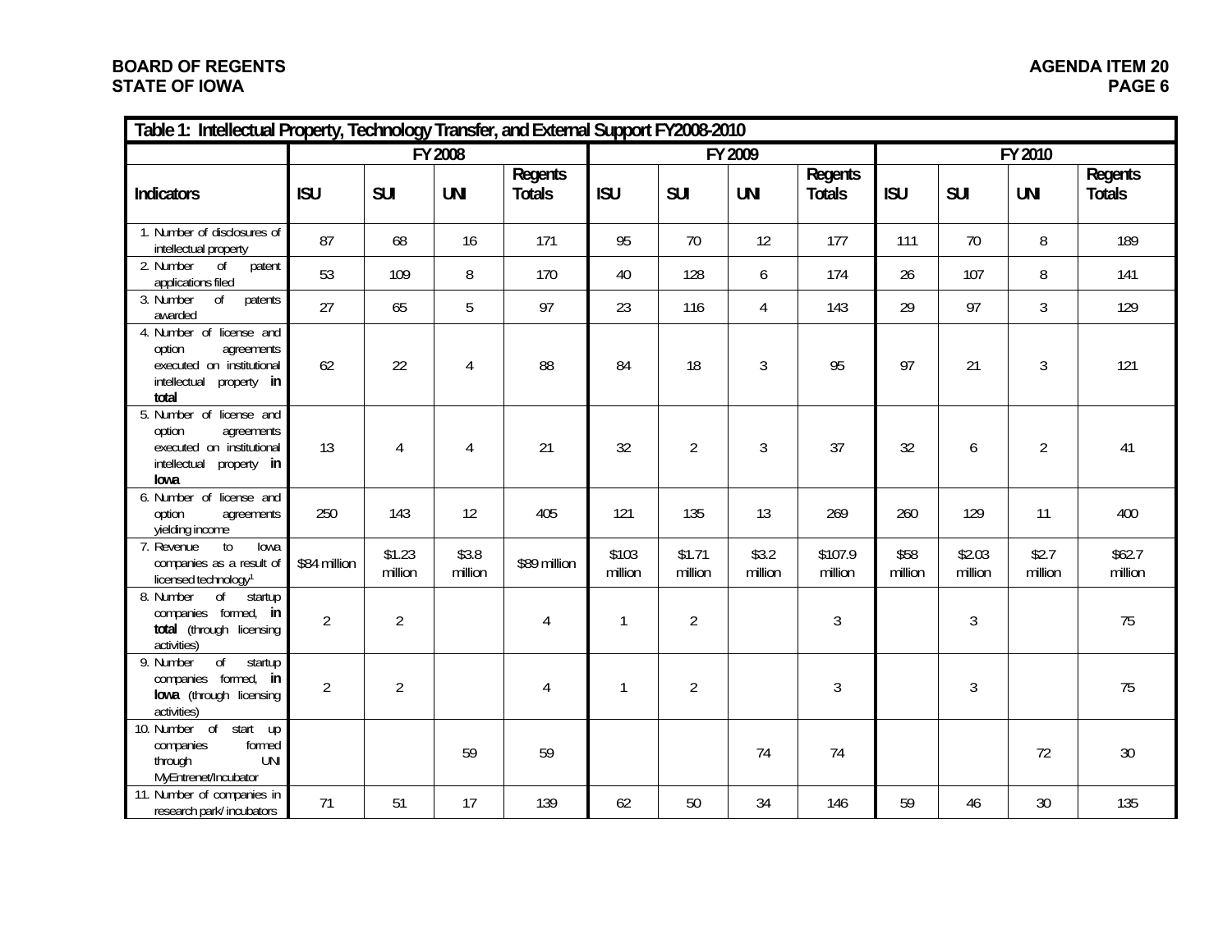| Table 1: Intellectual Property, Technology Transfer, and External Support FY2008-2010 | | | | | | | | | | | | |
|---|---|---|---|---|---|---|---|---|---|---|---|---|
| | FY 2008 | | | | FY 2009 | | | | FY 2010 | | | |
| **Indicators** | **ISU** | **SUI** | **UNI** | **Regents Totals** | **ISU** | **SUI** | **UNI** | **Regents Totals** | **ISU** | **SUI** | **UNI** | **Regents Totals** |
| 1. Number of disclosures of intellectual property | 87 | 68 | 16 | 171 | 95 | 70 | 12 | 177 | 111 | 70 | 8 | 189 |
| 2. Number of patent applications filed | 53 | 109 | 8 | 170 | 40 | 128 | 6 | 174 | 26 | 107 | 8 | 141 |
| 3. Number of patents awarded | 27 | 65 | 5 | 97 | 23 | 116 | 4 | 143 | 29 | 97 | 3 | 129 |
| 4. Number of license and option agreements executed on institutional intellectual property **in total** | 62 | 22 | 4 | 88 | 84 | 18 | 3 | 95 | 97 | 21 | 3 | 121 |
| 5. Number of license and option agreements executed on institutional intellectual property **in Iowa** | 13 | 4 | 4 | 21 | 32 | 2 | 3 | 37 | 32 | 6 | 2 | 41 |
| 6. Number of license and option agreements yielding income | 250 | 143 | 12 | 405 | 121 | 135 | 13 | 269 | 260 | 129 | 11 | 400 |
| 7. Revenue to Iowa companies as a result of licensed technology[1] | $84 million | $1.23 million | $3.8 million | $89 million | $103 million | $1.71 million | $3.2 million | $107.9 million | $58 million | $2.03 million | $2.7 million | $62.7 million |
| 8. Number of startup companies formed, **in total** (through licensing activities) | 2 | 2 | | 4 | 1 | 2 | | 3 | | 3 | | 75 |
| 9. Number of startup companies formed, **in Iowa** (through licensing activities) | 2 | 2 | | 4 | 1 | 2 | | 3 | | 3 | | 75 |
| 10. Number of start up companies formed through UNI MyEntrenet/Incubator | | | 59 | 59 | | | 74 | 74 | | | 72 | 30 |
| 11. Number of companies in research park/ incubators | 71 | 51 | 17 | 139 | 62 | 50 | 34 | 146 | 59 | 46 | 30 | 135 |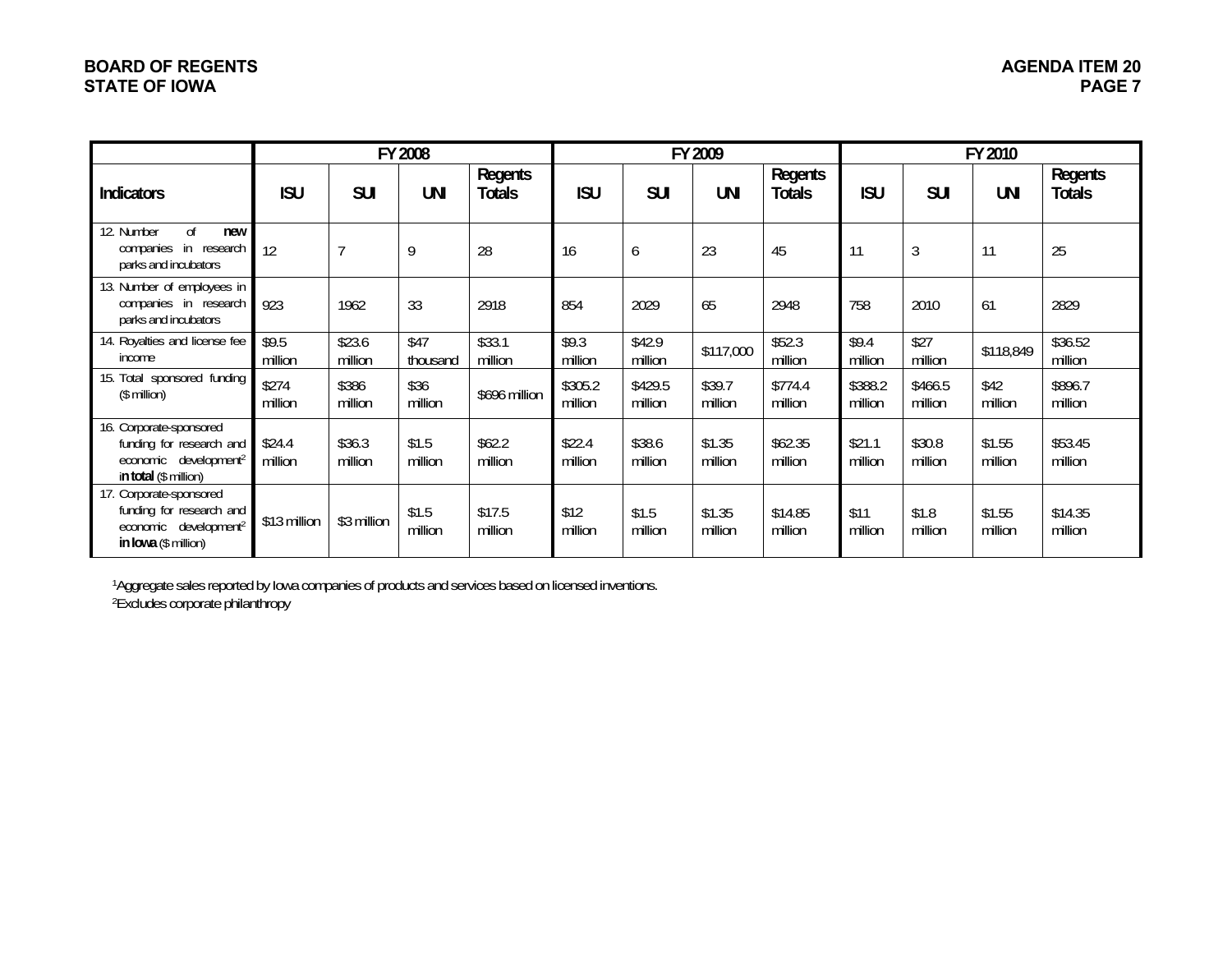| | FY 2008 | | | | FY 2009 | | | | FY 2010 | | | |
|---|---|---|---|---|---|---|---|---|---|---|---|---|
| **Indicators** | **ISU** | **SUI** | **UNI** | **Regents Totals** | **ISU** | **SUI** | **UNI** | **Regents Totals** | **ISU** | **SUI** | **UNI** | **Regents Totals** |
| 12. Number of **new** companies in research parks and incubators | 12 | 7 | 9 | 28 | 16 | 6 | 23 | 45 | 11 | 3 | 11 | 25 |
| 13. Number of employees in companies in research parks and incubators | 923 | 1962 | 33 | 2918 | 854 | 2029 | 65 | 2948 | 758 | 2010 | 61 | 2829 |
| 14. Royalties and license fee income | $9.5 million | $23.6 million | $47 thousand | $33.1 million | $9.3 million | $42.9 million | $117,000 | $52.3 million | $9.4 million | $27 million | $118,849 | $36.52 million |
| 15. Total sponsored funding ($ million) | $274 million | $386 million | $36 million | $696 million | $305.2 million | $429.5 million | $39.7 million | $774.4 million | $388.2 million | $466.5 million | $42 million | $896.7 million |
| 16. Corporate-sponsored funding for research and economic development[2] **in total** ($ million) | $24.4 million | $36.3 million | $1.5 million | $62.2 million | $22.4 million | $38.6 million | $1.35 million | $62.35 million | $21.1 million | $30.8 million | $1.55 million | $53.45 million |
| 17. Corporate-sponsored funding for research and economic development[2] **in Iowa** ($ million) | $13 million | $3 million | $1.5 million | $17.5 million | $12 million | $1.5 million | $1.35 million | $14.85 million | $11 million | $1.8 million | $1.55 million | $14.35 million |

[1]Aggregate sales reported by Iowa companies of products and services based on licensed inventions.

[2]Excludes corporate philanthropy